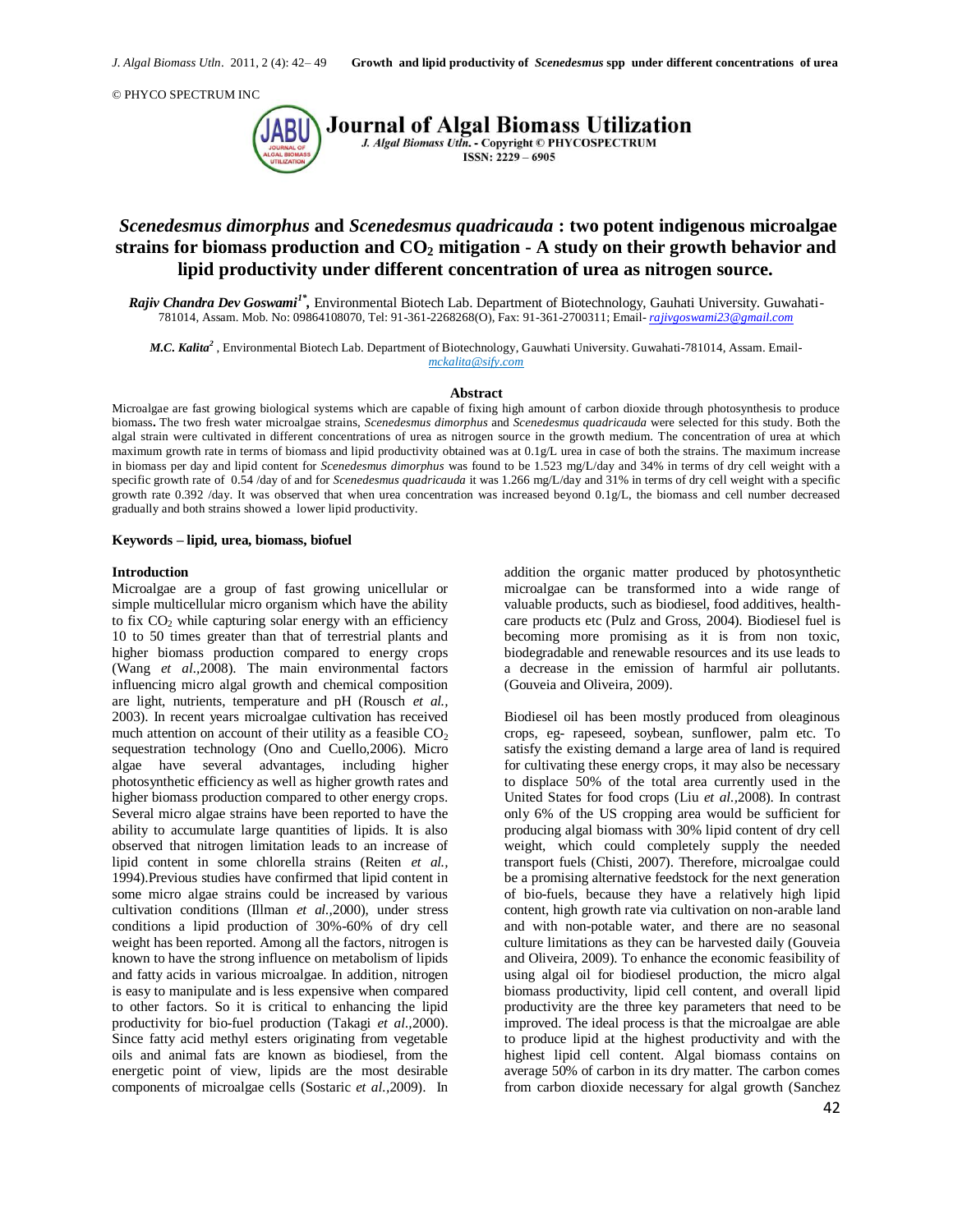© PHYCO SPECTRUM INC

**Journal of Algal Biomass Utilization**

*J. Algal Biomass Utln.* - Copyright © PHYCOSPECTRUM

ISSN: 2229 – 6905

# *Scenedesmus dimorphus* and *Scenedesmus quadricauda* : two potent indigenous microalgae strains for biomass production and $CO_2$ mitigation - A study on their growth behavior and lipid productivity under different concentration of urea as nitrogen source.

***Rajiv Chandra Dev Goswami***[1*], Environmental Biotech Lab. Department of Biotechnology, Gauhati University. Guwahati-781014, Assam. Mob. No: 09864108070, Tel: 91-361-2268268(O), Fax: 91-361-2700311; Email- rajivgoswami23@gmail.com

***M.C. Kalita***[2] , Environmental Biotech Lab. Department of Biotechnology, Gauwhati University. Guwahati-781014, Assam. Email- mckalita@sify.com

## Abstract

Microalgae are fast growing biological systems which are capable of fixing high amount of carbon dioxide through photosynthesis to produce biomass**.** The two fresh water microalgae strains, *Scenedesmus dimorphus* and *Scenedesmus quadricauda* were selected for this study. Both the algal strain were cultivated in different concentrations of urea as nitrogen source in the growth medium. The concentration of urea at which maximum growth rate in terms of biomass and lipid productivity obtained was at 0.1g/L urea in case of both the strains. The maximum increase in biomass per day and lipid content for *Scenedesmus dimorphus* was found to be 1.523 mg/L/day and 34% in terms of dry cell weight with a specific growth rate of 0.54 /day of and for *Scenedesmus quadricauda* it was 1.266 mg/L/day and 31% in terms of dry cell weight with a specific growth rate 0.392 /day. It was observed that when urea concentration was increased beyond 0.1g/L, the biomass and cell number decreased gradually and both strains showed a lower lipid productivity.

**Keywords – lipid, urea, biomass, biofuel**

## Introduction

Microalgae are a group of fast growing unicellular or simple multicellular micro organism which have the ability to fix $CO_2$ while capturing solar energy with an efficiency 10 to 50 times greater than that of terrestrial plants and higher biomass production compared to energy crops (Wang *et al.*,2008). The main environmental factors influencing micro algal growth and chemical composition are light, nutrients, temperature and pH (Rousch *et al.,* 2003). In recent years microalgae cultivation has received much attention on account of their utility as a feasible $CO_2$ sequestration technology (Ono and Cuello,2006). Micro algae have several advantages, including higher photosynthetic efficiency as well as higher growth rates and higher biomass production compared to other energy crops. Several micro algae strains have been reported to have the ability to accumulate large quantities of lipids. It is also observed that nitrogen limitation leads to an increase of lipid content in some chlorella strains (Reiten *et al.,* 1994).Previous studies have confirmed that lipid content in some micro algae strains could be increased by various cultivation conditions (Illman *et al.,*2000), under stress conditions a lipid production of 30%-60% of dry cell weight has been reported. Among all the factors, nitrogen is known to have the strong influence on metabolism of lipids and fatty acids in various microalgae. In addition, nitrogen is easy to manipulate and is less expensive when compared to other factors. So it is critical to enhancing the lipid productivity for bio-fuel production (Takagi *et al.*,2000). Since fatty acid methyl esters originating from vegetable oils and animal fats are known as biodiesel, from the energetic point of view, lipids are the most desirable components of microalgae cells (Sostaric *et al.*,2009). In addition the organic matter produced by photosynthetic microalgae can be transformed into a wide range of valuable products, such as biodiesel, food additives, health-care products etc (Pulz and Gross, 2004). Biodiesel fuel is becoming more promising as it is from non toxic, biodegradable and renewable resources and its use leads to a decrease in the emission of harmful air pollutants. (Gouveia and Oliveira, 2009).

Biodiesel oil has been mostly produced from oleaginous crops, eg- rapeseed, soybean, sunflower, palm etc. To satisfy the existing demand a large area of land is required for cultivating these energy crops, it may also be necessary to displace 50% of the total area currently used in the United States for food crops (Liu *et al.*,2008). In contrast only 6% of the US cropping area would be sufficient for producing algal biomass with 30% lipid content of dry cell weight, which could completely supply the needed transport fuels (Chisti, 2007). Therefore, microalgae could be a promising alternative feedstock for the next generation of bio-fuels, because they have a relatively high lipid content, high growth rate via cultivation on non-arable land and with non-potable water, and there are no seasonal culture limitations as they can be harvested daily (Gouveia and Oliveira, 2009). To enhance the economic feasibility of using algal oil for biodiesel production, the micro algal biomass productivity, lipid cell content, and overall lipid productivity are the three key parameters that need to be improved. The ideal process is that the microalgae are able to produce lipid at the highest productivity and with the highest lipid cell content. Algal biomass contains on average 50% of carbon in its dry matter. The carbon comes from carbon dioxide necessary for algal growth (Sanchez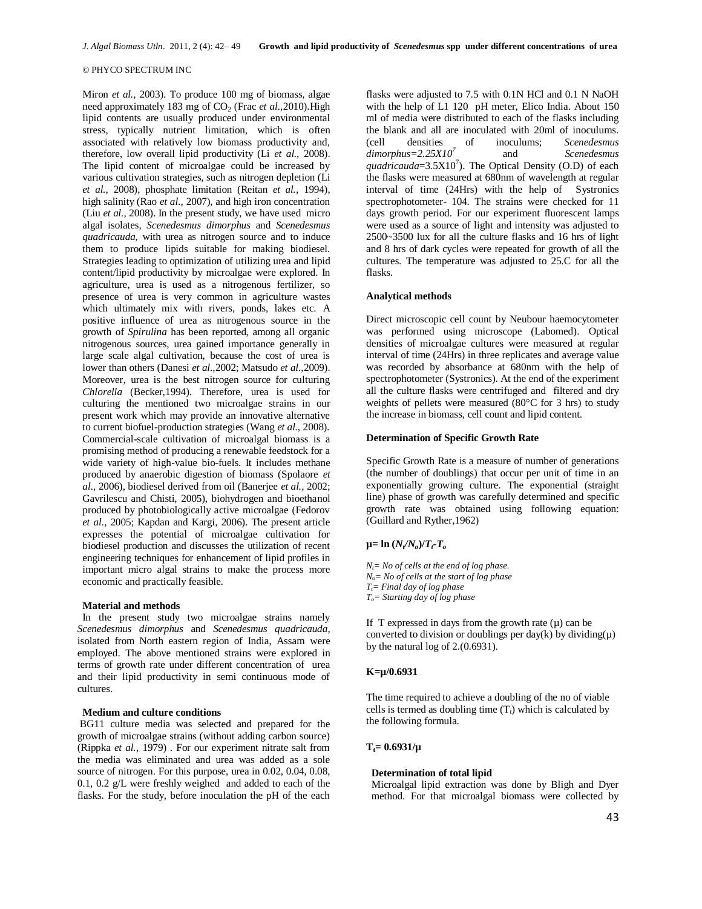Miron *et al.,* 2003). To produce 100 mg of biomass, algae need approximately 183 mg of $CO_2$ (Frac *et al.,*2010).High lipid contents are usually produced under environmental stress, typically nutrient limitation, which is often associated with relatively low biomass productivity and, therefore, low overall lipid productivity (Li *et al.,* 2008). The lipid content of microalgae could be increased by various cultivation strategies, such as nitrogen depletion (Li *et al.,* 2008), phosphate limitation (Reitan *et al.,* 1994), high salinity (Rao *et al.,* 2007), and high iron concentration (Liu *et al.,* 2008). In the present study, we have used micro algal isolates, *Scenedesmus dimorphus* and *Scenedesmus quadricauda,* with urea as nitrogen source and to induce them to produce lipids suitable for making biodiesel. Strategies leading to optimization of utilizing urea and lipid content/lipid productivity by microalgae were explored. In agriculture, urea is used as a nitrogenous fertilizer, so presence of urea is very common in agriculture wastes which ultimately mix with rivers, ponds, lakes etc. A positive influence of urea as nitrogenous source in the growth of *Spirulina* has been reported, among all organic nitrogenous sources, urea gained importance generally in large scale algal cultivation, because the cost of urea is lower than others (Danesi *et al.,*2002; Matsudo *et al.,*2009). Moreover, urea is the best nitrogen source for culturing *Chlorella* (Becker,1994). Therefore, urea is used for culturing the mentioned two microalgae strains in our present work which may provide an innovative alternative to current biofuel-production strategies (Wang *et al.,* 2008). Commercial-scale cultivation of microalgal biomass is a promising method of producing a renewable feedstock for a wide variety of high-value bio-fuels. It includes methane produced by anaerobic digestion of biomass (Spolaore *et al.,* 2006), biodiesel derived from oil (Banerjee *et al.,* 2002; Gavrilescu and Chisti, 2005), biohydrogen and bioethanol produced by photobiologically active microalgae (Fedorov *et al.,* 2005; Kapdan and Kargi, 2006). The present article expresses the potential of microalgae cultivation for biodiesel production and discusses the utilization of recent engineering techniques for enhancement of lipid profiles in important micro algal strains to make the process more economic and practically feasible.

**Material and methods**

In the present study two microalgae strains namely *Scenedesmus dimorphus* and *Scenedesmus quadricauda,* isolated from North eastern region of India, Assam were employed. The above mentioned strains were explored in terms of growth rate under different concentration of urea and their lipid productivity in semi continuous mode of cultures.

**Medium and culture conditions**

BG11 culture media was selected and prepared for the growth of microalgae strains (without adding carbon source) (Rippka *et al.,* 1979) . For our experiment nitrate salt from the media was eliminated and urea was added as a sole source of nitrogen. For this purpose, urea in 0.02, 0.04, 0.08, 0.1, 0.2 g/L were freshly weighed and added to each of the flasks. For the study, before inoculation the pH of the each flasks were adjusted to 7.5 with 0.1N HCl and 0.1 N NaOH with the help of L1 120 pH meter, Elico India. About 150 ml of media were distributed to each of the flasks including the blank and all are inoculated with 20ml of inoculums. (cell densities of inoculums; *Scenedesmus dimorphus*=$2.25X10^7$ and *Scenedesmus quadricauda*=$3.5X10^7$). The Optical Density (O.D) of each the flasks were measured at 680nm of wavelength at regular interval of time (24Hrs) with the help of Systronics spectrophotometer- 104. The strains were checked for 11 days growth period. For our experiment fluorescent lamps were used as a source of light and intensity was adjusted to 2500~3500 lux for all the culture flasks and 16 hrs of light and 8 hrs of dark cycles were repeated for growth of all the cultures. The temperature was adjusted to 25.C for all the flasks.

**Analytical methods**

Direct microscopic cell count by Neubour haemocytometer was performed using microscope (Labomed). Optical densities of microalgae cultures were measured at regular interval of time (24Hrs) in three replicates and average value was recorded by absorbance at 680nm with the help of spectrophotometer (Systronics). At the end of the experiment all the culture flasks were centrifuged and filtered and dry weights of pellets were measured (80°C for 3 hrs) to study the increase in biomass, cell count and lipid content.

**Determination of Specific Growth Rate**

Specific Growth Rate is a measure of number of generations (the number of doublings) that occur per unit of time in an exponentially growing culture. The exponential (straight line) phase of growth was carefully determined and specific growth rate was obtained using following equation: (Guillard and Ryther,1962)

$$\mu = \ln (N_t/N_o)/T_t\text{-}T_o$$

*$N_t$= No of cells at the end of log phase.*
*$N_o$= No of cells at the start of log phase*
*$T_t$= Final day of log phase*
*$T_o$= Starting day of log phase*

If T expressed in days from the growth rate (µ) can be converted to division or doublings per day(k) by dividing(µ) by the natural log of 2.(0.6931).

$$K=\mu/0.6931$$

The time required to achieve a doubling of the no of viable cells is termed as doubling time ($T_t$) which is calculated by the following formula.

$$T_t= 0.6931/\mu$$

**Determination of total lipid**

Microalgal lipid extraction was done by Bligh and Dyer method. For that microalgal biomass were collected by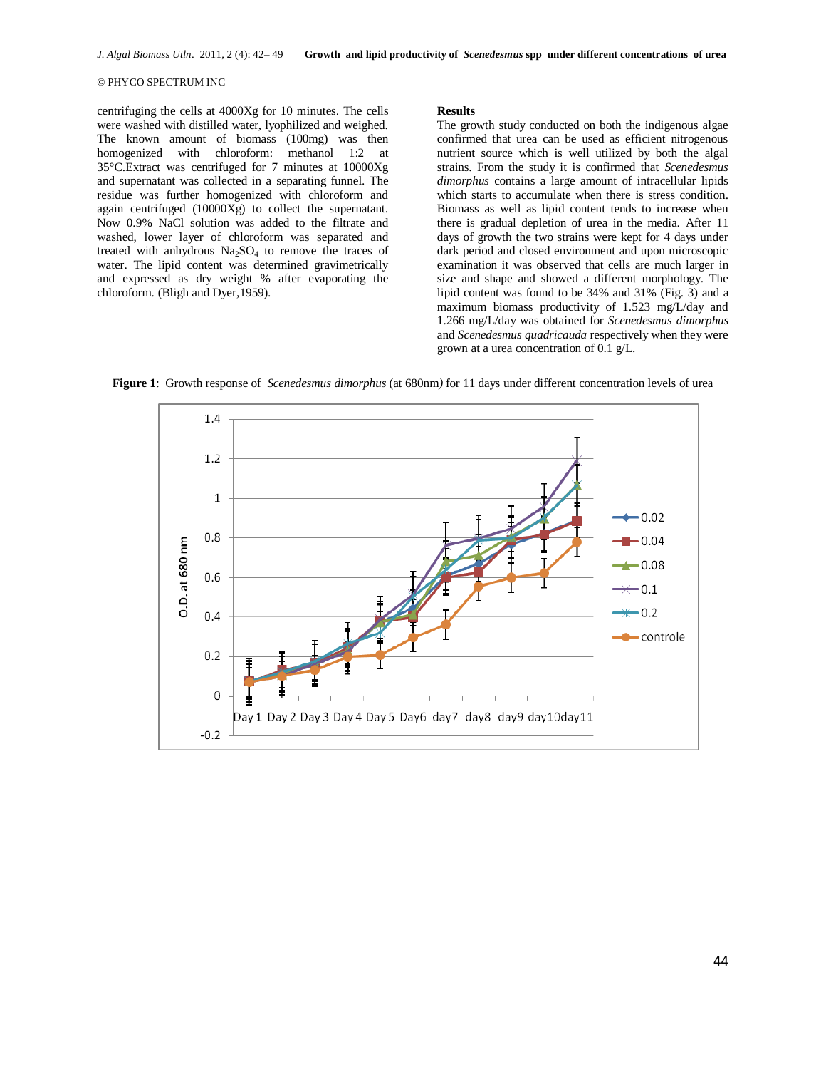centrifuging the cells at 4000Xg for 10 minutes. The cells were washed with distilled water, lyophilized and weighed. The known amount of biomass (100mg) was then homogenized with chloroform: methanol 1:2 at 35°C.Extract was centrifuged for 7 minutes at 10000Xg and supernatant was collected in a separating funnel. The residue was further homogenized with chloroform and again centrifuged (10000Xg) to collect the supernatant. Now 0.9% NaCl solution was added to the filtrate and washed, lower layer of chloroform was separated and treated with anhydrous $Na_2SO_4$ to remove the traces of water. The lipid content was determined gravimetrically and expressed as dry weight % after evaporating the chloroform. (Bligh and Dyer,1959).

## Results

The growth study conducted on both the indigenous algae confirmed that urea can be used as efficient nitrogenous nutrient source which is well utilized by both the algal strains. From the study it is confirmed that *Scenedesmus dimorphus* contains a large amount of intracellular lipids which starts to accumulate when there is stress condition. Biomass as well as lipid content tends to increase when there is gradual depletion of urea in the media. After 11 days of growth the two strains were kept for 4 days under dark period and closed environment and upon microscopic examination it was observed that cells are much larger in size and shape and showed a different morphology. The lipid content was found to be 34% and 31% (Fig. 3) and a maximum biomass productivity of 1.523 mg/L/day and 1.266 mg/L/day was obtained for *Scenedesmus dimorphus* and *Scenedesmus quadricauda* respectively when they were grown at a urea concentration of 0.1 g/L.

**Figure 1**: Growth response of *Scenedesmus dimorphus* (at 680nm) for 11 days under different concentration levels of urea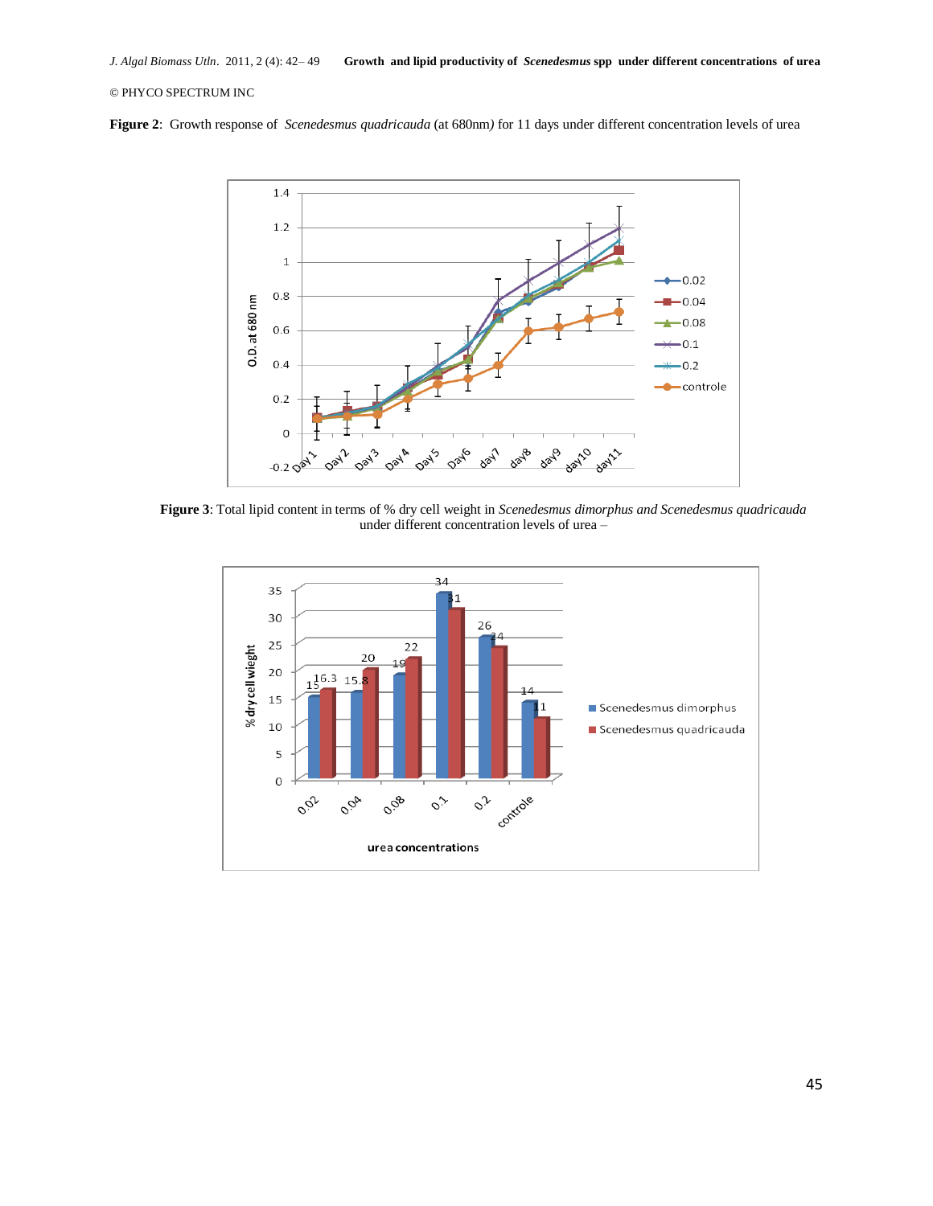**Figure 2**: Growth response of *Scenedesmus quadricauda* (at 680nm) for 11 days under different concentration levels of urea

**Figure 3**: Total lipid content in terms of % dry cell weight in *Scenedesmus dimorphus and Scenedesmus quadricauda* under different concentration levels of urea –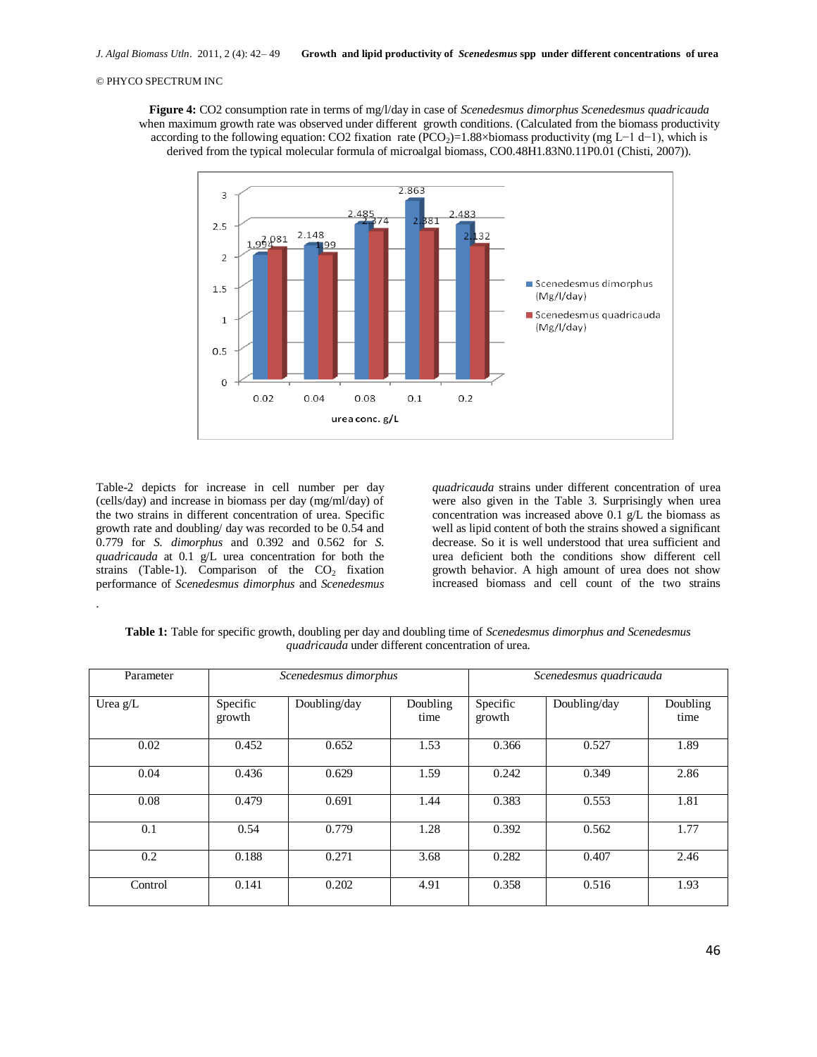**Figure 4:** CO2 consumption rate in terms of mg/l/day in case of *Scenedesmus dimorphus Scenedesmus quadricauda* when maximum growth rate was observed under different growth conditions. (Calculated from the biomass productivity according to the following equation: CO2 fixation rate ($PCO_2$)=1.88×biomass productivity (mg L−1 d−1), which is derived from the typical molecular formula of microalgal biomass, CO0.48H1.83N0.11P0.01 (Chisti, 2007)).

Table-2 depicts for increase in cell number per day (cells/day) and increase in biomass per day (mg/ml/day) of the two strains in different concentration of urea. Specific growth rate and doubling/ day was recorded to be 0.54 and 0.779 for *S. dimorphus* and 0.392 and 0.562 for *S. quadricauda* at 0.1 g/L urea concentration for both the strains (Table-1). Comparison of the $CO_2$ fixation performance of *Scenedesmus dimorphus* and *Scenedesmus quadricauda* strains under different concentration of urea were also given in the Table 3. Surprisingly when urea concentration was increased above 0.1 g/L the biomass as well as lipid content of both the strains showed a significant decrease. So it is well understood that urea sufficient and urea deficient both the conditions show different cell growth behavior. A high amount of urea does not show increased biomass and cell count of the two strains

**Table 1:** Table for specific growth, doubling per day and doubling time of *Scenedesmus dimorphus and Scenedesmus quadricauda* under different concentration of urea.

| Parameter | *Scenedesmus dimorphus* | | | *Scenedesmus quadricauda* | | |
|---|---|---|---|---|---|---|
| Urea g/L | Specific growth | Doubling/day | Doubling time | Specific growth | Doubling/day | Doubling time |
| 0.02 | 0.452 | 0.652 | 1.53 | 0.366 | 0.527 | 1.89 |
| 0.04 | 0.436 | 0.629 | 1.59 | 0.242 | 0.349 | 2.86 |
| 0.08 | 0.479 | 0.691 | 1.44 | 0.383 | 0.553 | 1.81 |
| 0.1 | 0.54 | 0.779 | 1.28 | 0.392 | 0.562 | 1.77 |
| 0.2 | 0.188 | 0.271 | 3.68 | 0.282 | 0.407 | 2.46 |
| Control | 0.141 | 0.202 | 4.91 | 0.358 | 0.516 | 1.93 |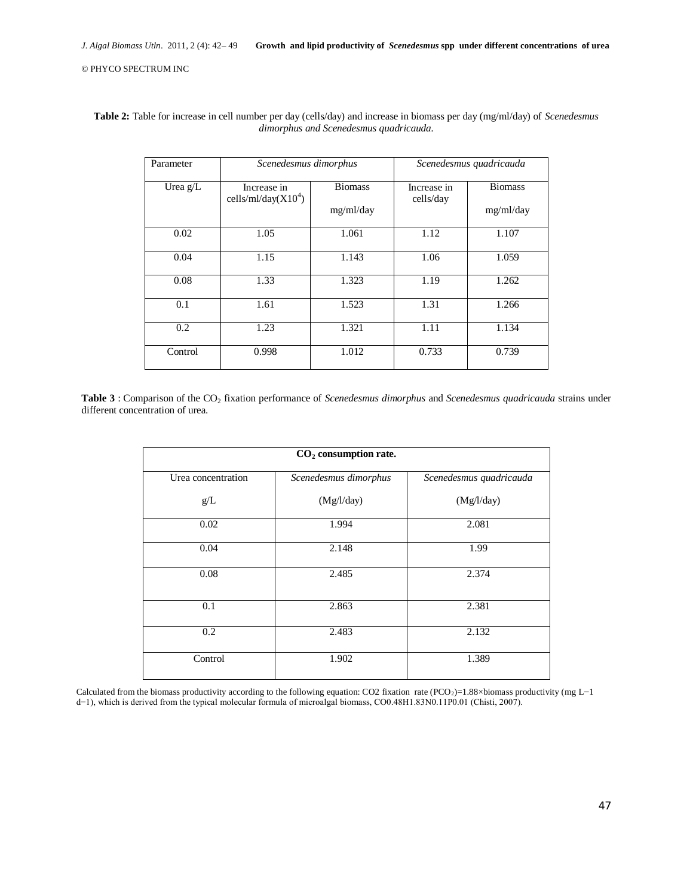**Table 2:** Table for increase in cell number per day (cells/day) and increase in biomass per day (mg/ml/day) of *Scenedesmus dimorphus and Scenedesmus quadricauda.*

| Parameter | *Scenedesmus dimorphus* | | *Scenedesmus quadricauda* | |
|---|---|---|---|---|
| Urea g/L | Increase in cells/ml/day($X10^4$) | Biomass mg/ml/day | Increase in cells/day | Biomass mg/ml/day |
| 0.02 | 1.05 | 1.061 | 1.12 | 1.107 |
| 0.04 | 1.15 | 1.143 | 1.06 | 1.059 |
| 0.08 | 1.33 | 1.323 | 1.19 | 1.262 |
| 0.1 | 1.61 | 1.523 | 1.31 | 1.266 |
| 0.2 | 1.23 | 1.321 | 1.11 | 1.134 |
| Control | 0.998 | 1.012 | 0.733 | 0.739 |

**Table 3** : Comparison of the $CO_2$ fixation performance of *Scenedesmus dimorphus* and *Scenedesmus quadricauda* strains under different concentration of urea.

| **$CO_2$ consumption rate.** | | |
|---|---|---|
| Urea concentration g/L | *Scenedesmus dimorphus* (Mg/l/day) | *Scenedesmus quadricauda* (Mg/l/day) |
| 0.02 | 1.994 | 2.081 |
| 0.04 | 2.148 | 1.99 |
| 0.08 | 2.485 | 2.374 |
| 0.1 | 2.863 | 2.381 |
| 0.2 | 2.483 | 2.132 |
| Control | 1.902 | 1.389 |

Calculated from the biomass productivity according to the following equation: CO2 fixation rate ($PCO_2$)=1.88×biomass productivity (mg $L^{-1}$ $d^{-1}$), which is derived from the typical molecular formula of microalgal biomass, $CO_{0.48}H_{1.83}N_{0.11}P_{0.01}$ (Chisti, 2007).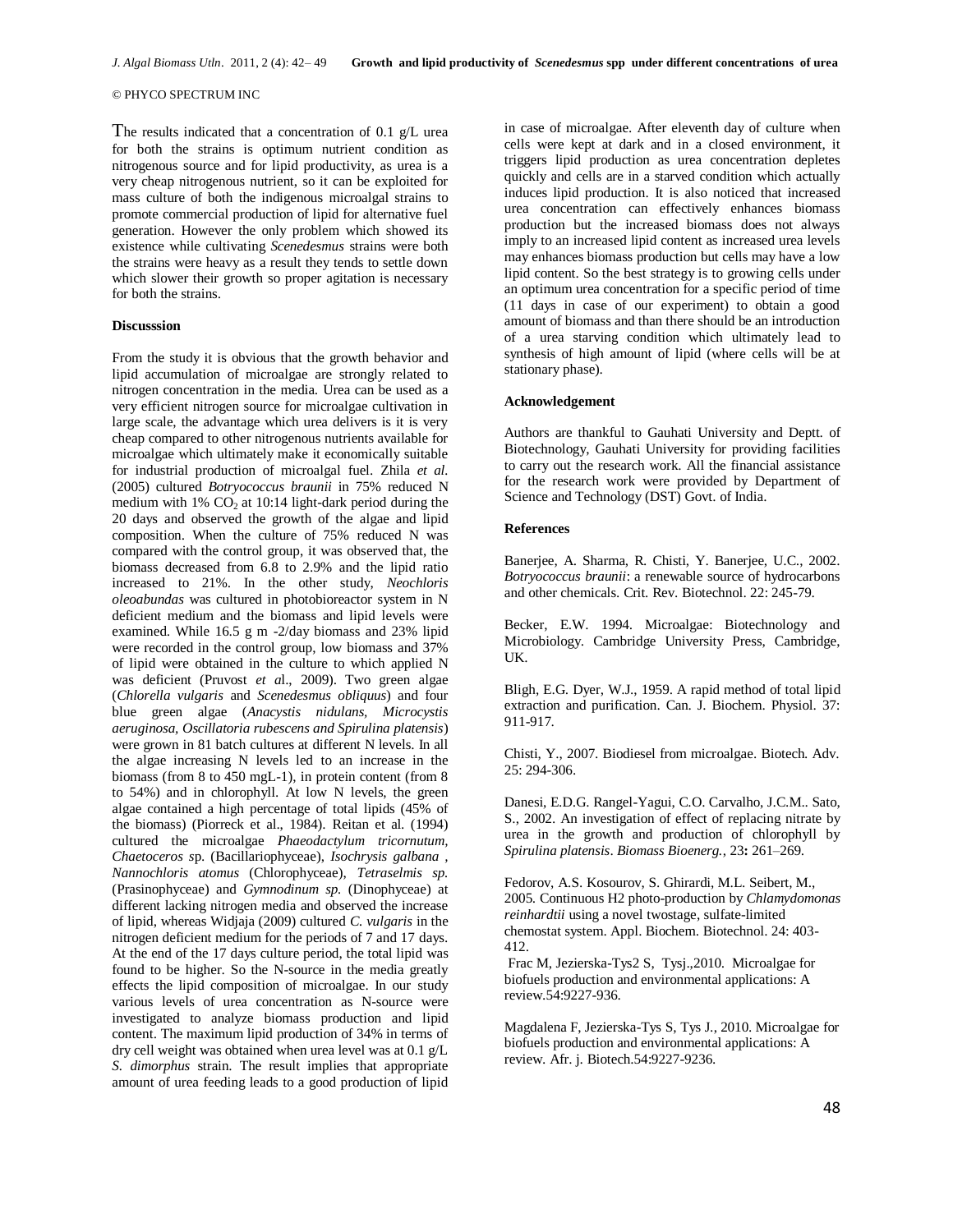The results indicated that a concentration of 0.1 g/L urea for both the strains is optimum nutrient condition as nitrogenous source and for lipid productivity, as urea is a very cheap nitrogenous nutrient, so it can be exploited for mass culture of both the indigenous microalgal strains to promote commercial production of lipid for alternative fuel generation. However the only problem which showed its existence while cultivating *Scenedesmus* strains were both the strains were heavy as a result they tends to settle down which slower their growth so proper agitation is necessary for both the strains.

**Discusssion**

From the study it is obvious that the growth behavior and lipid accumulation of microalgae are strongly related to nitrogen concentration in the media. Urea can be used as a very efficient nitrogen source for microalgae cultivation in large scale, the advantage which urea delivers is it is very cheap compared to other nitrogenous nutrients available for microalgae which ultimately make it economically suitable for industrial production of microalgal fuel. Zhila *et al.* (2005) cultured *Botryococcus braunii* in 75% reduced N medium with 1% $CO_2$ at 10:14 light-dark period during the 20 days and observed the growth of the algae and lipid composition. When the culture of 75% reduced N was compared with the control group, it was observed that, the biomass decreased from 6.8 to 2.9% and the lipid ratio increased to 21%. In the other study, *Neochloris oleoabundas* was cultured in photobioreactor system in N deficient medium and the biomass and lipid levels were examined. While 16.5 g m -2/day biomass and 23% lipid were recorded in the control group, low biomass and 37% of lipid were obtained in the culture to which applied N was deficient (Pruvost *et al*., 2009). Two green algae (*Chlorella vulgaris* and *Scenedesmus obliquus*) and four blue green algae (*Anacystis nidulans, Microcystis aeruginosa, Oscillatoria rubescens and Spirulina platensis*) were grown in 81 batch cultures at different N levels. In all the algae increasing N levels led to an increase in the biomass (from 8 to 450 mgL-1), in protein content (from 8 to 54%) and in chlorophyll. At low N levels, the green algae contained a high percentage of total lipids (45% of the biomass) (Piorreck et al., 1984). Reitan et al. (1994) cultured the microalgae *Phaeodactylum tricornutum, Chaetoceros s*p. (Bacillariophyceae), *Isochrysis galbana* , *Nannochloris atomus* (Chlorophyceae), *Tetraselmis sp.* (Prasinophyceae) and *Gymnodinum sp.* (Dinophyceae) at different lacking nitrogen media and observed the increase of lipid, whereas Widjaja (2009) cultured *C. vulgaris* in the nitrogen deficient medium for the periods of 7 and 17 days. At the end of the 17 days culture period, the total lipid was found to be higher. So the N-source in the media greatly effects the lipid composition of microalgae. In our study various levels of urea concentration as N-source were investigated to analyze biomass production and lipid content. The maximum lipid production of 34% in terms of dry cell weight was obtained when urea level was at 0.1 g/L *S. dimorphus* strain. The result implies that appropriate amount of urea feeding leads to a good production of lipid in case of microalgae. After eleventh day of culture when cells were kept at dark and in a closed environment, it triggers lipid production as urea concentration depletes quickly and cells are in a starved condition which actually induces lipid production. It is also noticed that increased urea concentration can effectively enhances biomass production but the increased biomass does not always imply to an increased lipid content as increased urea levels may enhances biomass production but cells may have a low lipid content. So the best strategy is to growing cells under an optimum urea concentration for a specific period of time (11 days in case of our experiment) to obtain a good amount of biomass and than there should be an introduction of a urea starving condition which ultimately lead to synthesis of high amount of lipid (where cells will be at stationary phase).

**Acknowledgement**

Authors are thankful to Gauhati University and Deptt. of Biotechnology, Gauhati University for providing facilities to carry out the research work. All the financial assistance for the research work were provided by Department of Science and Technology (DST) Govt. of India.

**References**

Banerjee, A. Sharma, R. Chisti, Y. Banerjee, U.C., 2002. *Botryococcus braunii*: a renewable source of hydrocarbons and other chemicals. Crit. Rev. Biotechnol. 22: 245-79.

Becker, E.W. 1994. Microalgae: Biotechnology and Microbiology. Cambridge University Press, Cambridge, UK.

Bligh, E.G. Dyer, W.J., 1959. A rapid method of total lipid extraction and purification. Can. J. Biochem. Physiol. 37: 911-917.

Chisti, Y., 2007. Biodiesel from microalgae. Biotech. Adv. 25: 294-306.

Danesi, E.D.G. Rangel-Yagui, C.O. Carvalho, J.C.M.. Sato, S., 2002. An investigation of effect of replacing nitrate by urea in the growth and production of chlorophyll by *Spirulina platensis*. *Biomass Bioenerg.*, 23**:** 261–269.

Fedorov, A.S. Kosourov, S. Ghirardi, M.L. Seibert, M., 2005. Continuous H2 photo-production by *Chlamydomonas reinhardtii* using a novel twostage, sulfate-limited chemostat system. Appl. Biochem. Biotechnol. 24: 403-412.

Frac M, Jezierska-Tys2 S, Tysj.,2010. Microalgae for biofuels production and environmental applications: A review.54:9227-936.

Magdalena F, Jezierska-Tys S, Tys J., 2010. Microalgae for biofuels production and environmental applications: A review. Afr. j. Biotech.54:9227-9236.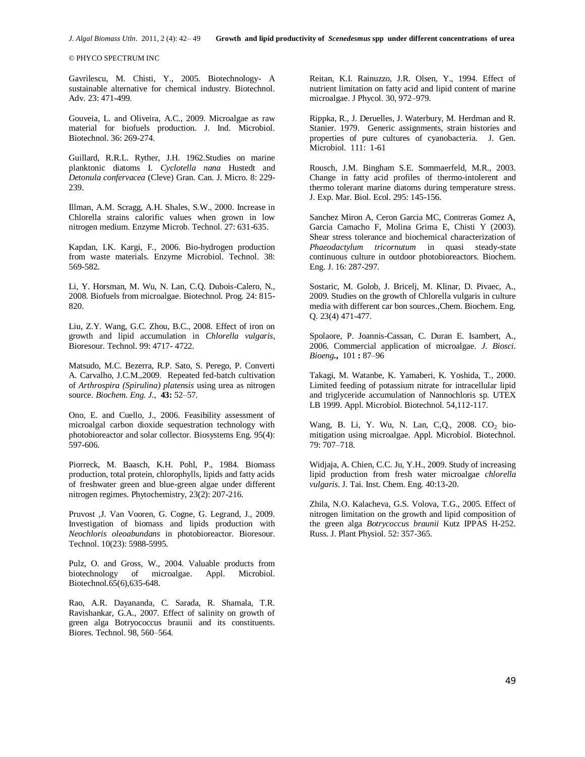Gavrilescu, M. Chisti, Y., 2005. Biotechnology- A sustainable alternative for chemical industry. Biotechnol. Adv. 23: 471-499.

Gouveia, L. and Oliveira, A.C., 2009. Microalgae as raw material for biofuels production. J. Ind. Microbiol. Biotechnol. 36: 269-274.

Guillard, R.R.L. Ryther, J.H. 1962.Studies on marine planktonic diatoms I. *Cyclotella nana* Hustedt and *Detonula confervacea* (Cleve) Gran. Can. J. Micro. 8: 229-239.

Illman, A.M. Scragg, A.H. Shales, S.W., 2000. Increase in Chlorella strains calorific values when grown in low nitrogen medium. Enzyme Microb. Technol. 27: 631-635.

Kapdan, I.K. Kargi, F., 2006. Bio-hydrogen production from waste materials. Enzyme Microbiol. Technol. 38: 569-582.

Li, Y. Horsman, M. Wu, N. Lan, C.Q. Dubois-Calero, N., 2008. Biofuels from microalgae. Biotechnol. Prog. 24: 815-820.

Liu, Z.Y. Wang, G.C. Zhou, B.C., 2008. Effect of iron on growth and lipid accumulation in *Chlorella vulgaris*, Bioresour. Technol. 99: 4717- 4722.

Matsudo, M.C. Bezerra, R.P. Sato, S. Perego, P. Converti A. Carvalho, J.C.M.,2009. Repeated fed-batch cultivation of *Arthrospira (Spirulina) platensis* using urea as nitrogen source. *Biochem. Eng. J.*, **43:** 52–57.

Ono, E. and Cuello, J., 2006. Feasibility assessment of microalgal carbon dioxide sequestration technology with photobioreactor and solar collector. Biosystems Eng. 95(4): 597-606.

Piorreck, M. Baasch, K.H. Pohl, P., 1984. Biomass production, total protein, chlorophylls, lipids and fatty acids of freshwater green and blue-green algae under different nitrogen regimes. Phytochemistry, 23(2): 207-216.

Pruvost ,J. Van Vooren, G. Cogne, G. Legrand, J., 2009. Investigation of biomass and lipids production with *Neochloris oleoabundans* in photobioreactor. Bioresour. Technol. 10(23): 5988-5995.

Pulz, O. and Gross, W., 2004. Valuable products from biotechnology of microalgae. Appl. Microbiol. Biotechnol.65(6),635-648.

Rao, A.R. Dayananda, C. Sarada, R. Shamala, T.R. Ravishankar, G.A., 2007. Effect of salinity on growth of green alga Botryococcus braunii and its constituents. Biores. Technol. 98, 560–564.

Reitan, K.I. Rainuzzo, J.R. Olsen, Y., 1994. Effect of nutrient limitation on fatty acid and lipid content of marine microalgae. J Phycol. 30, 972–979.

Rippka, R., J. Deruelles, J. Waterbury, M. Herdman and R. Stanier. 1979. Generic assignments, strain histories and properties of pure cultures of cyanobacteria. J. Gen. Microbiol. 111: 1-61

Rousch, J.M. Bingham S.E. Sommaerfeld, M.R., 2003. Change in fatty acid profiles of thermo-intolerent and thermo tolerant marine diatoms during temperature stress. J. Exp. Mar. Biol. Ecol. 295: 145-156.

Sanchez Miron A, Ceron Garcia MC, Contreras Gomez A, Garcia Camacho F, Molina Grima E, Chisti Y (2003). Shear stress tolerance and biochemical characterization of *Phaeodactylum tricornutum* in quasi steady-state continuous culture in outdoor photobioreactors. Biochem. Eng. J. 16: 287-297.

Sostaric, M. Golob, J. Bricelj, M. Klinar, D. Pivaec, A., 2009. Studies on the growth of Chlorella vulgaris in culture media with different car bon sources.,Chem. Biochem. Eng. Q. 23(4) 471-477.

Spolaore, P. Joannis-Cassan, C. Duran E. Isambert, A., 2006. Commercial application of microalgae. *J. Biosci. Bioeng.***,** 101 **:** 87–96

Takagi, M. Watanbe, K. Yamaberi, K. Yoshida, T., 2000. Limited feeding of potassium nitrate for intracellular lipid and triglyceride accumulation of Nannochloris sp. UTEX LB 1999. Appl. Microbiol. Biotechnol. 54,112-117.

Wang, B. Li, Y. Wu, N. Lan, C,Q., 2008. $CO_2$ bio-mitigation using microalgae. Appl. Microbiol. Biotechnol. 79: 707–718.

Widjaja, A. Chien, C.C. Ju, Y.H., 2009. Study of increasing lipid production from fresh water microalgae *chlorella vulgaris*. J. Tai. Inst. Chem. Eng. 40:13-20.

Zhila, N.O. Kalacheva, G.S. Volova, T.G., 2005. Effect of nitrogen limitation on the growth and lipid composition of the green alga *Botrycoccus braunii* Kutz IPPAS H-252. Russ. J. Plant Physiol. 52: 357-365.